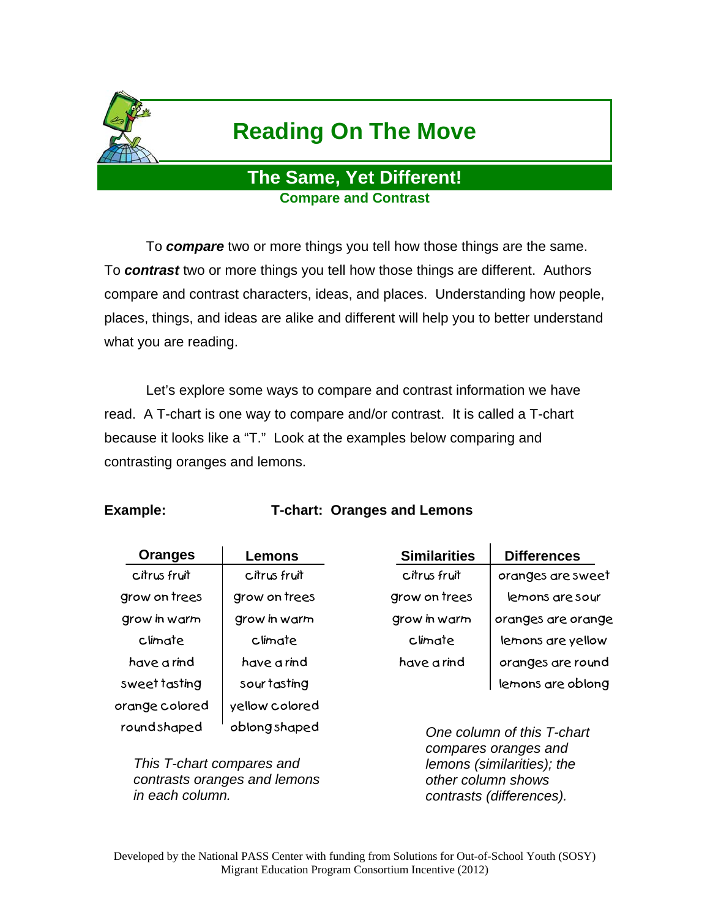# Reading On The Move

## The Same, Yet Different!

### Compare and Contrast

To ***compare*** two or more things you tell how those things are the same. To ***contrast*** two or more things you tell how those things are different. Authors compare and contrast characters, ideas, and places. Understanding how people, places, things, and ideas are alike and different will help you to better understand what you are reading.

Let's explore some ways to compare and contrast information we have read. A T-chart is one way to compare and/or contrast. It is called a T-chart because it looks like a "T." Look at the examples below comparing and contrasting oranges and lemons.

**Example:** **T-chart: Oranges and Lemons**

| Oranges | Lemons |
|---|---|
| citrus fruit | citrus fruit |
| grow on trees | grow on trees |
| grow in warm climate | grow in warm climate |
| have a rind | have a rind |
| sweet tasting | sour tasting |
| orange colored | yellow colored |
| round shaped | oblong shaped |

*This T-chart compares and contrasts oranges and lemons in each column.*

| Similarities | Differences |
|---|---|
| citrus fruit | oranges are sweet |
| grow on trees | lemons are sour |
| grow in warm climate | oranges are orange |
| have a rind | lemons are yellow |
| | oranges are round |
| | lemons are oblong |

*One column of this T-chart compares oranges and lemons (similarities); the other column shows contrasts (differences).*

Developed by the National PASS Center with funding from Solutions for Out-of-School Youth (SOSY) Migrant Education Program Consortium Incentive (2012)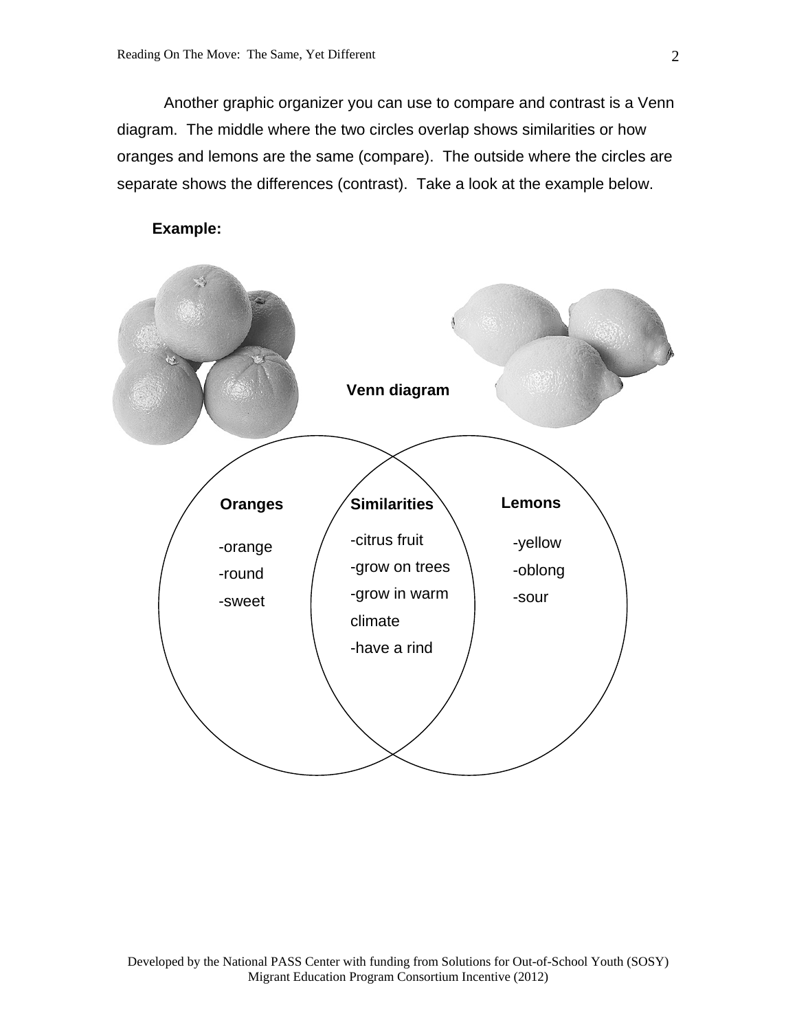Another graphic organizer you can use to compare and contrast is a Venn diagram. The middle where the two circles overlap shows similarities or how oranges and lemons are the same (compare). The outside where the circles are separate shows the differences (contrast). Take a look at the example below.

**Example:**

**Venn diagram**

| **Oranges** | **Similarities** | **Lemons** |
| --- | --- | --- |
| -orange<br>-round<br>-sweet | -citrus fruit<br>-grow on trees<br>-grow in warm climate<br>-have a rind | -yellow<br>-oblong<br>-sour |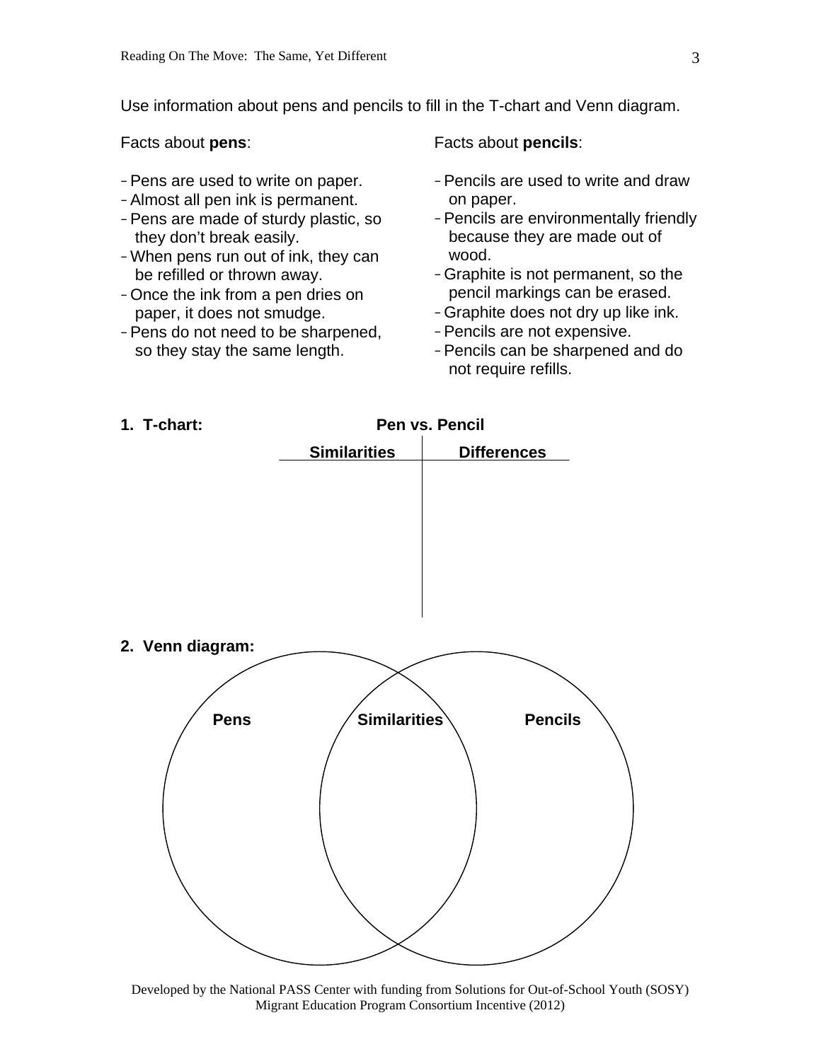Use information about pens and pencils to fill in the T-chart and Venn diagram.

Facts about **pens**:

- Pens are used to write on paper.
- Almost all pen ink is permanent.
- Pens are made of sturdy plastic, so they don't break easily.
- When pens run out of ink, they can be refilled or thrown away.
- Once the ink from a pen dries on paper, it does not smudge.
- Pens do not need to be sharpened, so they stay the same length.

Facts about **pencils**:

- Pencils are used to write and draw on paper.
- Pencils are environmentally friendly because they are made out of wood.
- Graphite is not permanent, so the pencil markings can be erased.
- Graphite does not dry up like ink.
- Pencils are not expensive.
- Pencils can be sharpened and do not require refills.

**1. T-chart:**

**Pen vs. Pencil**

| Similarities | Differences |
| --- | --- |
| | |

**2. Venn diagram:**

**Pens** | **Similarities** | **Pencils**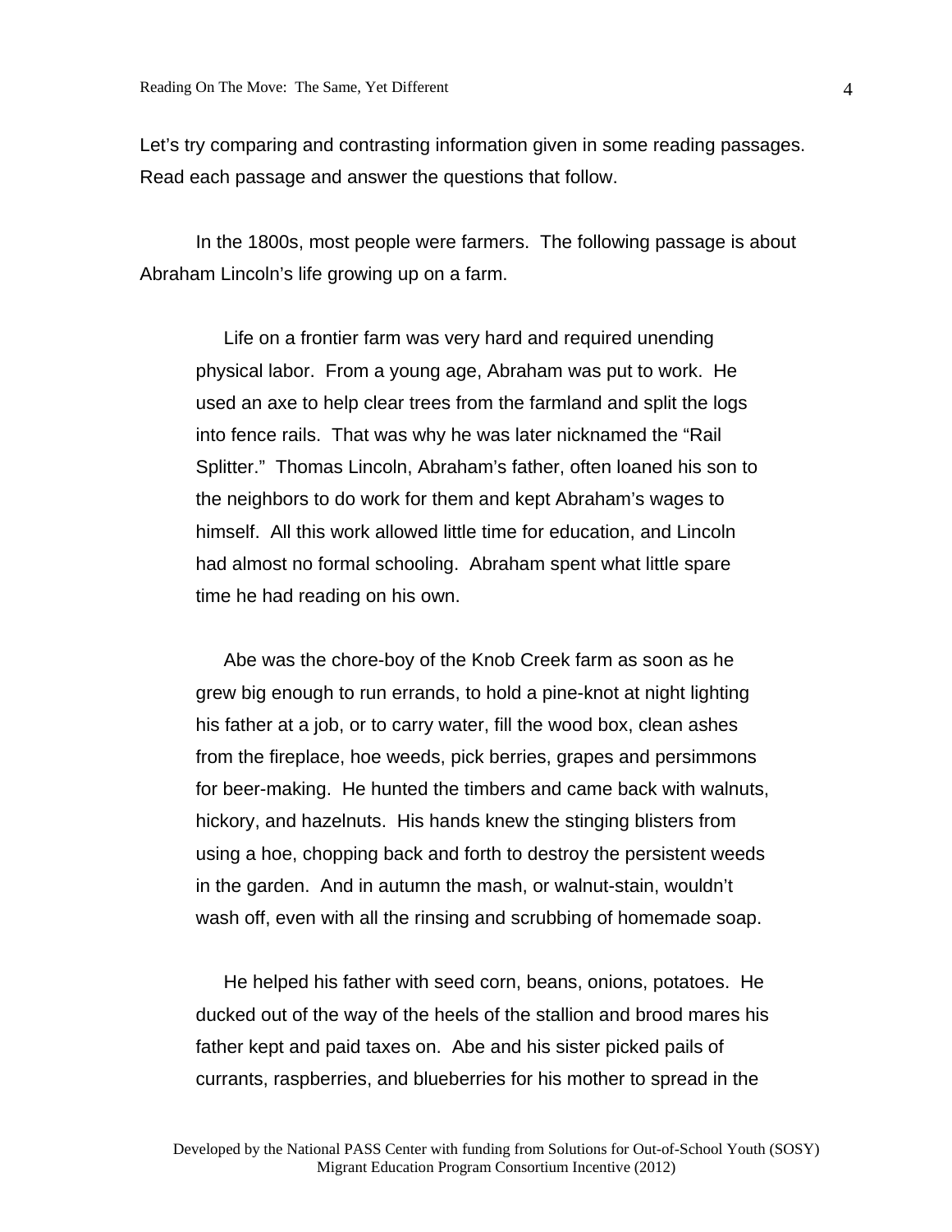Let’s try comparing and contrasting information given in some reading passages. Read each passage and answer the questions that follow.

In the 1800s, most people were farmers. The following passage is about Abraham Lincoln’s life growing up on a farm.

> Life on a frontier farm was very hard and required unending physical labor. From a young age, Abraham was put to work. He used an axe to help clear trees from the farmland and split the logs into fence rails. That was why he was later nicknamed the “Rail Splitter.” Thomas Lincoln, Abraham’s father, often loaned his son to the neighbors to do work for them and kept Abraham’s wages to himself. All this work allowed little time for education, and Lincoln had almost no formal schooling. Abraham spent what little spare time he had reading on his own.
>
> Abe was the chore-boy of the Knob Creek farm as soon as he grew big enough to run errands, to hold a pine-knot at night lighting his father at a job, or to carry water, fill the wood box, clean ashes from the fireplace, hoe weeds, pick berries, grapes and persimmons for beer-making. He hunted the timbers and came back with walnuts, hickory, and hazelnuts. His hands knew the stinging blisters from using a hoe, chopping back and forth to destroy the persistent weeds in the garden. And in autumn the mash, or walnut-stain, wouldn’t wash off, even with all the rinsing and scrubbing of homemade soap.
>
> He helped his father with seed corn, beans, onions, potatoes. He ducked out of the way of the heels of the stallion and brood mares his father kept and paid taxes on. Abe and his sister picked pails of currants, raspberries, and blueberries for his mother to spread in the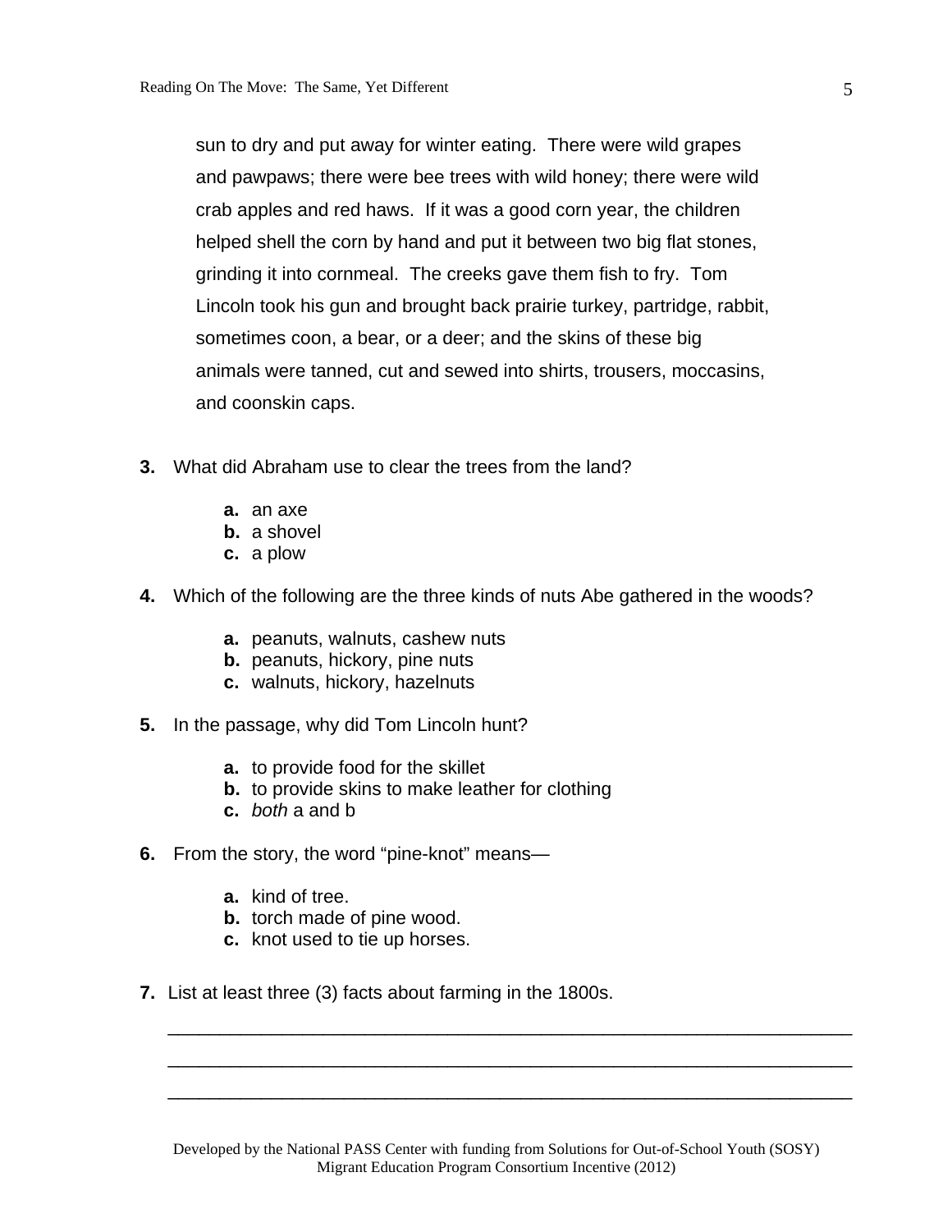sun to dry and put away for winter eating. There were wild grapes and pawpaws; there were bee trees with wild honey; there were wild crab apples and red haws. If it was a good corn year, the children helped shell the corn by hand and put it between two big flat stones, grinding it into cornmeal. The creeks gave them fish to fry. Tom Lincoln took his gun and brought back prairie turkey, partridge, rabbit, sometimes coon, a bear, or a deer; and the skins of these big animals were tanned, cut and sewed into shirts, trousers, moccasins, and coonskin caps.

**3.** What did Abraham use to clear the trees from the land?

- **a.** an axe
- **b.** a shovel
- **c.** a plow

**4.** Which of the following are the three kinds of nuts Abe gathered in the woods?

- **a.** peanuts, walnuts, cashew nuts
- **b.** peanuts, hickory, pine nuts
- **c.** walnuts, hickory, hazelnuts

**5.** In the passage, why did Tom Lincoln hunt?

- **a.** to provide food for the skillet
- **b.** to provide skins to make leather for clothing
- **c.** *both* a and b

**6.** From the story, the word "pine-knot" means—

- **a.** kind of tree.
- **b.** torch made of pine wood.
- **c.** knot used to tie up horses.

**7.** List at least three (3) facts about farming in the 1800s.

_______________________________________________________________

_______________________________________________________________

_______________________________________________________________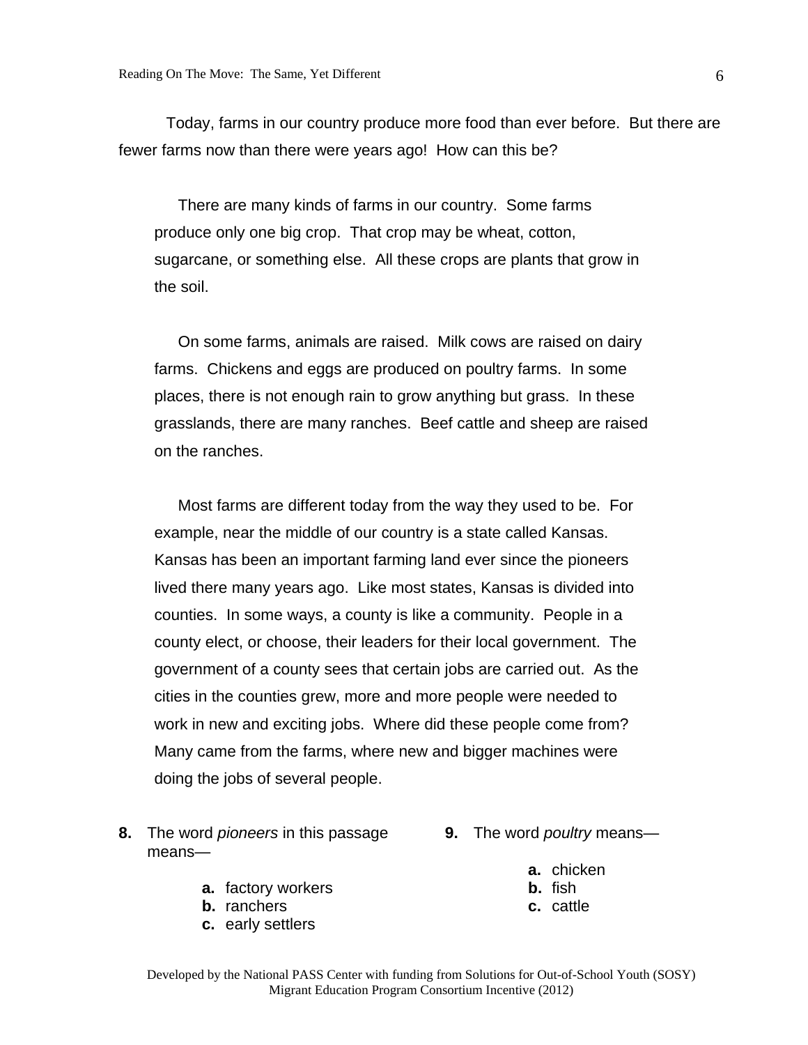Today, farms in our country produce more food than ever before. But there are fewer farms now than there were years ago! How can this be?

There are many kinds of farms in our country. Some farms produce only one big crop. That crop may be wheat, cotton, sugarcane, or something else. All these crops are plants that grow in the soil.

On some farms, animals are raised. Milk cows are raised on dairy farms. Chickens and eggs are produced on poultry farms. In some places, there is not enough rain to grow anything but grass. In these grasslands, there are many ranches. Beef cattle and sheep are raised on the ranches.

Most farms are different today from the way they used to be. For example, near the middle of our country is a state called Kansas. Kansas has been an important farming land ever since the pioneers lived there many years ago. Like most states, Kansas is divided into counties. In some ways, a county is like a community. People in a county elect, or choose, their leaders for their local government. The government of a county sees that certain jobs are carried out. As the cities in the counties grew, more and more people were needed to work in new and exciting jobs. Where did these people come from? Many came from the farms, where new and bigger machines were doing the jobs of several people.

**8.** The word *pioneers* in this passage means—

- **a.** factory workers
- **b.** ranchers
- **c.** early settlers

**9.** The word *poultry* means—

- **a.** chicken
- **b.** fish
- **c.** cattle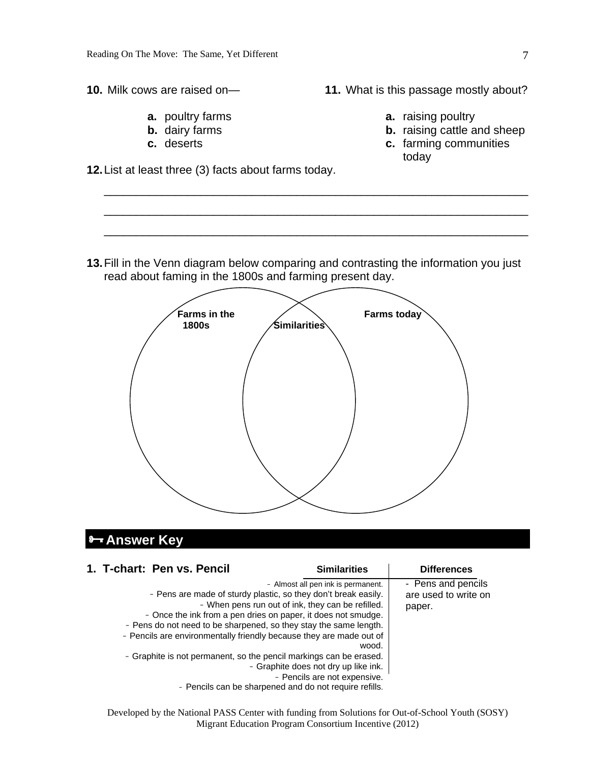**10.** Milk cows are raised on—

- **a.** poultry farms
- **b.** dairy farms
- **c.** deserts

**11.** What is this passage mostly about?

- **a.** raising poultry
- **b.** raising cattle and sheep
- **c.** farming communities today

**12.** List at least three (3) facts about farms today.

_______________________________________________________________

_______________________________________________________________

_______________________________________________________________

**13.** Fill in the Venn diagram below comparing and contrasting the information you just read about faming in the 1800s and farming present day.

**Farms in the 1800s** | **Similarities** | **Farms today**

## 🗝 Answer Key

**1. T-chart: Pen vs. Pencil**

| Similarities | Differences |
|---|---|
| - Almost all pen ink is permanent.<br>- Pens are made of sturdy plastic, so they don't break easily.<br>- When pens run out of ink, they can be refilled.<br>- Once the ink from a pen dries on paper, it does not smudge.<br>- Pens do not need to be sharpened, so they stay the same length.<br>- Pencils are environmentally friendly because they are made out of wood.<br>- Graphite is not permanent, so the pencil markings can be erased.<br>- Graphite does not dry up like ink.<br>- Pencils are not expensive.<br>- Pencils can be sharpened and do not require refills. | - Pens and pencils are used to write on paper. |

Developed by the National PASS Center with funding from Solutions for Out-of-School Youth (SOSY) Migrant Education Program Consortium Incentive (2012)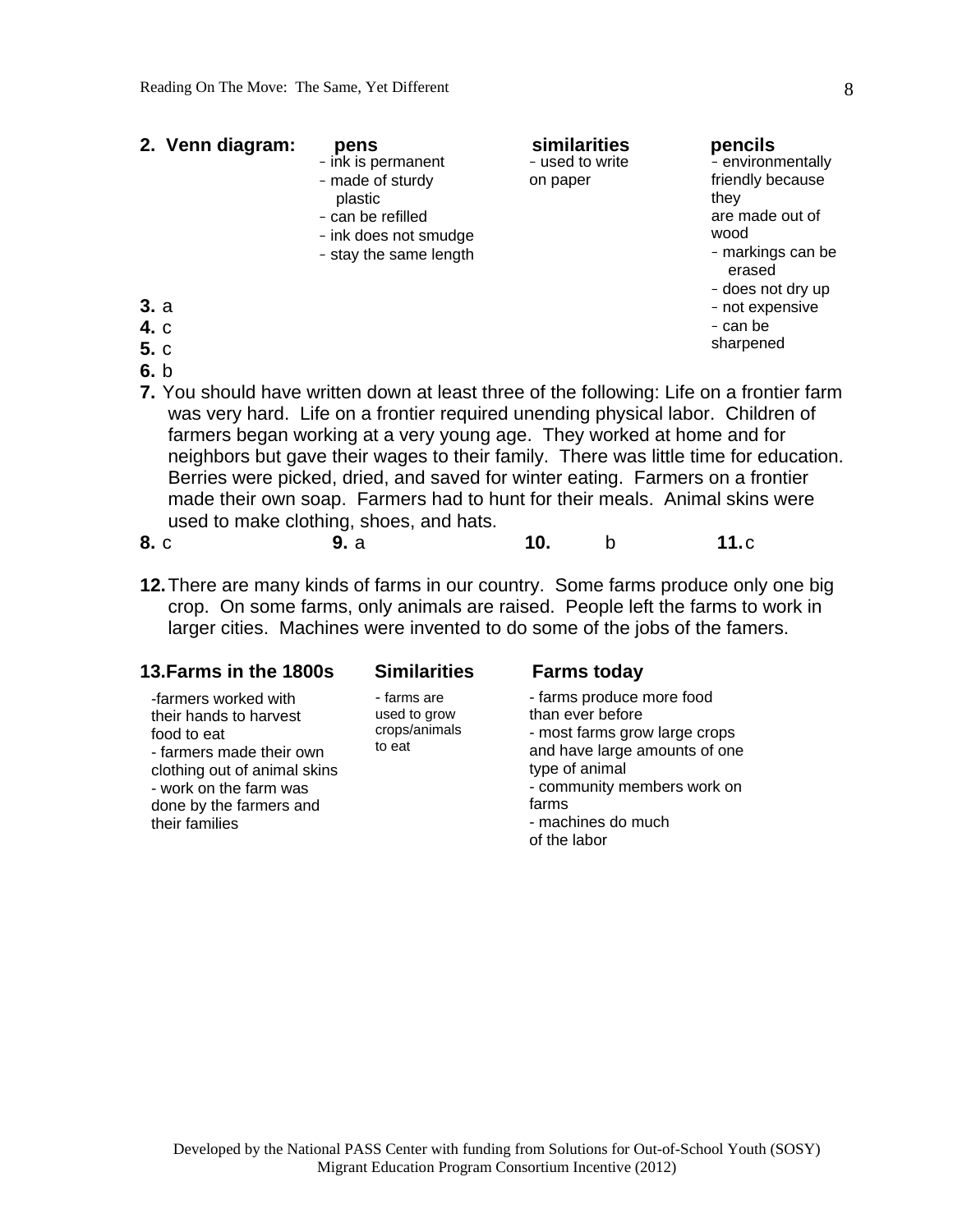**2. Venn diagram:**

| pens | similarities | pencils |
| --- | --- | --- |
| - ink is permanent<br>- made of sturdy plastic<br>- can be refilled<br>- ink does not smudge<br>- stay the same length | - used to write on paper | - environmentally friendly because they are made out of wood<br>- markings can be erased<br>- does not dry up<br>- not expensive<br>- can be sharpened |

**3.** a
**4.** c
**5.** c
**6.** b
**7.** You should have written down at least three of the following: Life on a frontier farm was very hard. Life on a frontier required unending physical labor. Children of farmers began working at a very young age. They worked at home and for neighbors but gave their wages to their family. There was little time for education. Berries were picked, dried, and saved for winter eating. Farmers on a frontier made their own soap. Farmers had to hunt for their meals. Animal skins were used to make clothing, shoes, and hats.

**8.** c **9.** a **10.** b **11.** c

**12.** There are many kinds of farms in our country. Some farms produce only one big crop. On some farms, only animals are raised. People left the farms to work in larger cities. Machines were invented to do some of the jobs of the famers.

**13.**

| Farms in the 1800s | Similarities | Farms today |
| --- | --- | --- |
| -farmers worked with their hands to harvest food to eat<br>- farmers made their own clothing out of animal skins<br>- work on the farm was done by the farmers and their families | - farms are used to grow crops/animals to eat | - farms produce more food than ever before<br>- most farms grow large crops and have large amounts of one type of animal<br>- community members work on farms<br>- machines do much of the labor |

Developed by the National PASS Center with funding from Solutions for Out-of-School Youth (SOSY) Migrant Education Program Consortium Incentive (2012)